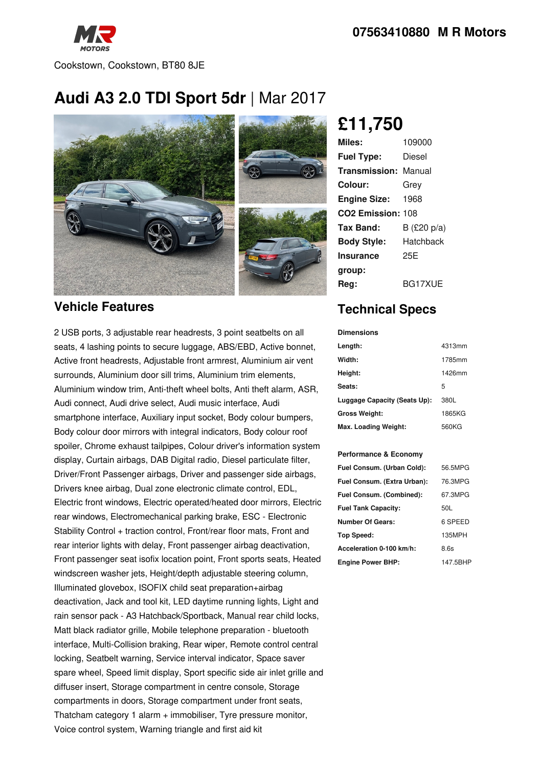**07563410880 M R Motors**

Cookstown, Cookstown, BT80 8JE

# Audi A3 2.0 TDI Sport 5dr | Mar 2017

## £11,750

| | |
|---|---|
| **Miles:** | 109000 |
| **Fuel Type:** | Diesel |
| **Transmission:** | Manual |
| **Colour:** | Grey |
| **Engine Size:** | 1968 |
| **CO2 Emission:** | 108 |
| **Tax Band:** | B (£20 p/a) |
| **Body Style:** | Hatchback |
| **Insurance group:** | 25E |
| **Reg:** | BG17XUE |

## Vehicle Features

2 USB ports, 3 adjustable rear headrests, 3 point seatbelts on all seats, 4 lashing points to secure luggage, ABS/EBD, Active bonnet, Active front headrests, Adjustable front armrest, Aluminium air vent surrounds, Aluminium door sill trims, Aluminium trim elements, Aluminium window trim, Anti-theft wheel bolts, Anti theft alarm, ASR, Audi connect, Audi drive select, Audi music interface, Audi smartphone interface, Auxiliary input socket, Body colour bumpers, Body colour door mirrors with integral indicators, Body colour roof spoiler, Chrome exhaust tailpipes, Colour driver's information system display, Curtain airbags, DAB Digital radio, Diesel particulate filter, Driver/Front Passenger airbags, Driver and passenger side airbags, Drivers knee airbag, Dual zone electronic climate control, EDL, Electric front windows, Electric operated/heated door mirrors, Electric rear windows, Electromechanical parking brake, ESC - Electronic Stability Control + traction control, Front/rear floor mats, Front and rear interior lights with delay, Front passenger airbag deactivation, Front passenger seat isofix location point, Front sports seats, Heated windscreen washer jets, Height/depth adjustable steering column, Illuminated glovebox, ISOFIX child seat preparation+airbag deactivation, Jack and tool kit, LED daytime running lights, Light and rain sensor pack - A3 Hatchback/Sportback, Manual rear child locks, Matt black radiator grille, Mobile telephone preparation - bluetooth interface, Multi-Collision braking, Rear wiper, Remote control central locking, Seatbelt warning, Service interval indicator, Space saver spare wheel, Speed limit display, Sport specific side air inlet grille and diffuser insert, Storage compartment in centre console, Storage compartments in doors, Storage compartment under front seats, Thatcham category 1 alarm + immobiliser, Tyre pressure monitor, Voice control system, Warning triangle and first aid kit

## Technical Specs

**Dimensions**

| | |
|---|---|
| **Length:** | 4313mm |
| **Width:** | 1785mm |
| **Height:** | 1426mm |
| **Seats:** | 5 |
| **Luggage Capacity (Seats Up):** | 380L |
| **Gross Weight:** | 1865KG |
| **Max. Loading Weight:** | 560KG |

**Performance & Economy**

| | |
|---|---|
| **Fuel Consum. (Urban Cold):** | 56.5MPG |
| **Fuel Consum. (Extra Urban):** | 76.3MPG |
| **Fuel Consum. (Combined):** | 67.3MPG |
| **Fuel Tank Capacity:** | 50L |
| **Number Of Gears:** | 6 SPEED |
| **Top Speed:** | 135MPH |
| **Acceleration 0-100 km/h:** | 8.6s |
| **Engine Power BHP:** | 147.5BHP |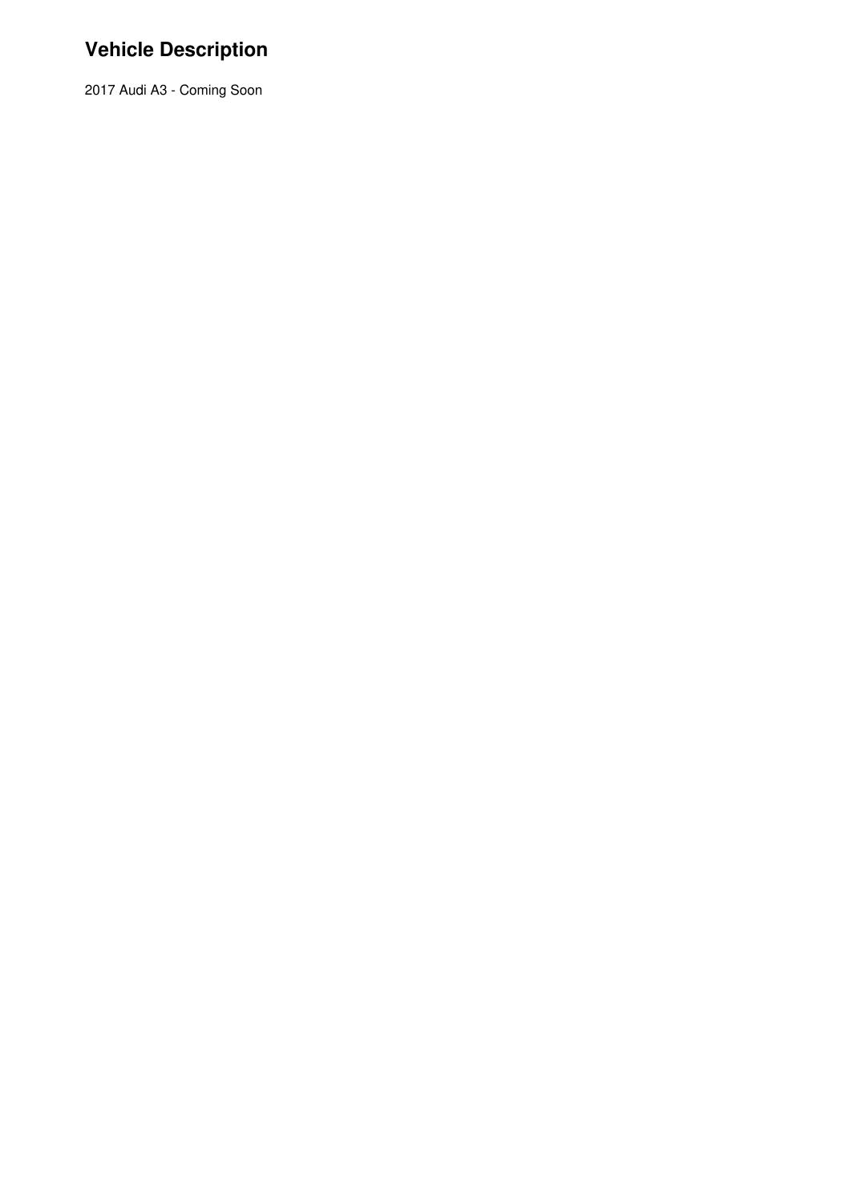## Vehicle Description

2017 Audi A3 - Coming Soon